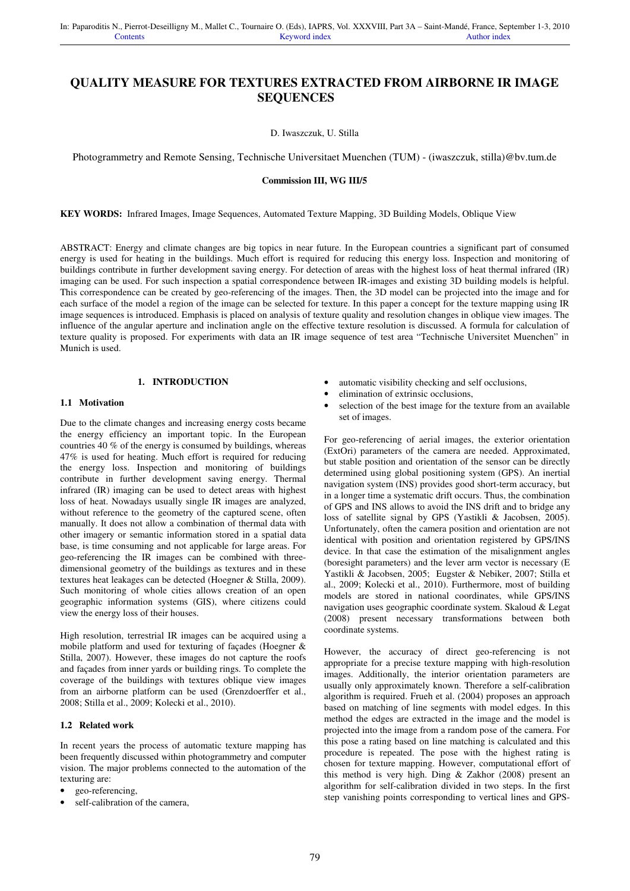# QUALITY MEASURE FOR TEXTURES EXTRACTED FROM AIRBORNE IR IMAGE SEQUENCES

D. Iwaszczuk, U. Stilla

Photogrammetry and Remote Sensing, Technische Universitaet Muenchen (TUM) - (iwaszczuk, stilla)@bv.tum.de

**Commission III, WG III/5**

**KEY WORDS:** Infrared Images, Image Sequences, Automated Texture Mapping, 3D Building Models, Oblique View

ABSTRACT: Energy and climate changes are big topics in near future. In the European countries a significant part of consumed energy is used for heating in the buildings. Much effort is required for reducing this energy loss. Inspection and monitoring of buildings contribute in further development saving energy. For detection of areas with the highest loss of heat thermal infrared (IR) imaging can be used. For such inspection a spatial correspondence between IR-images and existing 3D building models is helpful. This correspondence can be created by geo-referencing of the images. Then, the 3D model can be projected into the image and for each surface of the model a region of the image can be selected for texture. In this paper a concept for the texture mapping using IR image sequences is introduced. Emphasis is placed on analysis of texture quality and resolution changes in oblique view images. The influence of the angular aperture and inclination angle on the effective texture resolution is discussed. A formula for calculation of texture quality is proposed. For experiments with data an IR image sequence of test area "Technische Universitet Muenchen" in Munich is used.

## 1. INTRODUCTION

### 1.1 Motivation

Due to the climate changes and increasing energy costs became the energy efficiency an important topic. In the European countries 40 % of the energy is consumed by buildings, whereas 47% is used for heating. Much effort is required for reducing the energy loss. Inspection and monitoring of buildings contribute in further development saving energy. Thermal infrared (IR) imaging can be used to detect areas with highest loss of heat. Nowadays usually single IR images are analyzed, without reference to the geometry of the captured scene, often manually. It does not allow a combination of thermal data with other imagery or semantic information stored in a spatial data base, is time consuming and not applicable for large areas. For geo-referencing the IR images can be combined with three-dimensional geometry of the buildings as textures and in these textures heat leakages can be detected (Hoegner & Stilla, 2009). Such monitoring of whole cities allows creation of an open geographic information systems (GIS), where citizens could view the energy loss of their houses.

High resolution, terrestrial IR images can be acquired using a mobile platform and used for texturing of façades (Hoegner & Stilla, 2007). However, these images do not capture the roofs and façades from inner yards or building rings. To complete the coverage of the buildings with textures oblique view images from an airborne platform can be used (Grenzdoerffer et al., 2008; Stilla et al., 2009; Kolecki et al., 2010).

### 1.2 Related work

In recent years the process of automatic texture mapping has been frequently discussed within photogrammetry and computer vision. The major problems connected to the automation of the texturing are:

- geo-referencing,
- self-calibration of the camera,
- automatic visibility checking and self occlusions,
- elimination of extrinsic occlusions,
- selection of the best image for the texture from an available set of images.

For geo-referencing of aerial images, the exterior orientation (ExtOri) parameters of the camera are needed. Approximated, but stable position and orientation of the sensor can be directly determined using global positioning system (GPS). An inertial navigation system (INS) provides good short-term accuracy, but in a longer time a systematic drift occurs. Thus, the combination of GPS and INS allows to avoid the INS drift and to bridge any loss of satellite signal by GPS (Yastikli & Jacobsen, 2005). Unfortunately, often the camera position and orientation are not identical with position and orientation registered by GPS/INS device. In that case the estimation of the misalignment angles (boresight parameters) and the lever arm vector is necessary (E Yastikli & Jacobsen, 2005; Eugster & Nebiker, 2007; Stilla et al., 2009; Kolecki et al., 2010). Furthermore, most of building models are stored in national coordinates, while GPS/INS navigation uses geographic coordinate system. Skaloud & Legat (2008) present necessary transformations between both coordinate systems.

However, the accuracy of direct geo-referencing is not appropriate for a precise texture mapping with high-resolution images. Additionally, the interior orientation parameters are usually only approximately known. Therefore a self-calibration algorithm is required. Frueh et al. (2004) proposes an approach based on matching of line segments with model edges. In this method the edges are extracted in the image and the model is projected into the image from a random pose of the camera. For this pose a rating based on line matching is calculated and this procedure is repeated. The pose with the highest rating is chosen for texture mapping. However, computational effort of this method is very high. Ding & Zakhor (2008) present an algorithm for self-calibration divided in two steps. In the first step vanishing points corresponding to vertical lines and GPS-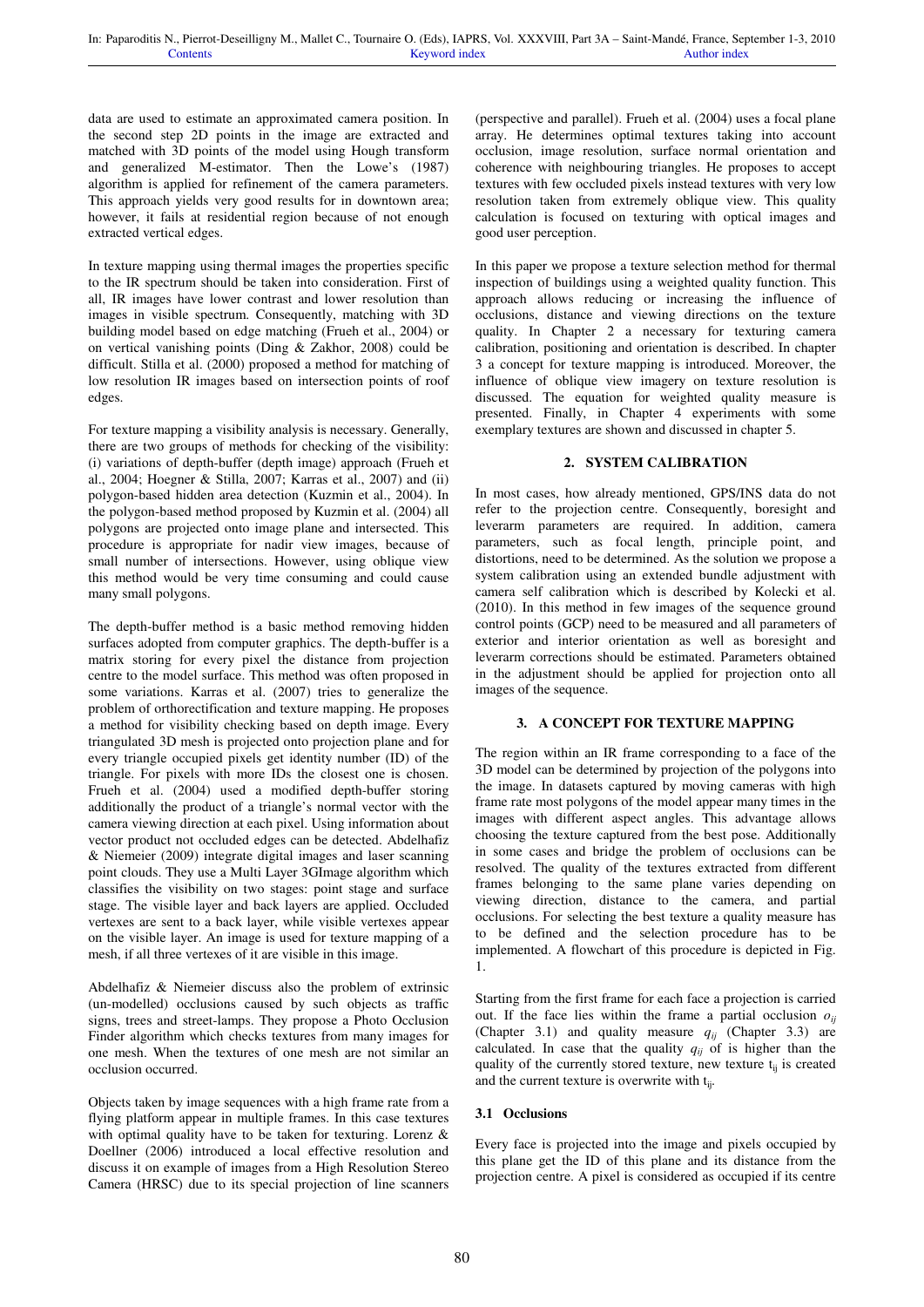data are used to estimate an approximated camera position. In the second step 2D points in the image are extracted and matched with 3D points of the model using Hough transform and generalized M-estimator. Then the Lowe's (1987) algorithm is applied for refinement of the camera parameters. This approach yields very good results for in downtown area; however, it fails at residential region because of not enough extracted vertical edges.

In texture mapping using thermal images the properties specific to the IR spectrum should be taken into consideration. First of all, IR images have lower contrast and lower resolution than images in visible spectrum. Consequently, matching with 3D building model based on edge matching (Frueh et al., 2004) or on vertical vanishing points (Ding & Zakhor, 2008) could be difficult. Stilla et al. (2000) proposed a method for matching of low resolution IR images based on intersection points of roof edges.

For texture mapping a visibility analysis is necessary. Generally, there are two groups of methods for checking of the visibility: (i) variations of depth-buffer (depth image) approach (Frueh et al., 2004; Hoegner & Stilla, 2007; Karras et al., 2007) and (ii) polygon-based hidden area detection (Kuzmin et al., 2004). In the polygon-based method proposed by Kuzmin et al. (2004) all polygons are projected onto image plane and intersected. This procedure is appropriate for nadir view images, because of small number of intersections. However, using oblique view this method would be very time consuming and could cause many small polygons.

The depth-buffer method is a basic method removing hidden surfaces adopted from computer graphics. The depth-buffer is a matrix storing for every pixel the distance from projection centre to the model surface. This method was often proposed in some variations. Karras et al. (2007) tries to generalize the problem of orthorectification and texture mapping. He proposes a method for visibility checking based on depth image. Every triangulated 3D mesh is projected onto projection plane and for every triangle occupied pixels get identity number (ID) of the triangle. For pixels with more IDs the closest one is chosen. Frueh et al. (2004) used a modified depth-buffer storing additionally the product of a triangle's normal vector with the camera viewing direction at each pixel. Using information about vector product not occluded edges can be detected. Abdelhafiz & Niemeier (2009) integrate digital images and laser scanning point clouds. They use a Multi Layer 3GImage algorithm which classifies the visibility on two stages: point stage and surface stage. The visible layer and back layers are applied. Occluded vertexes are sent to a back layer, while visible vertexes appear on the visible layer. An image is used for texture mapping of a mesh, if all three vertexes of it are visible in this image.

Abdelhafiz & Niemeier discuss also the problem of extrinsic (un-modelled) occlusions caused by such objects as traffic signs, trees and street-lamps. They propose a Photo Occlusion Finder algorithm which checks textures from many images for one mesh. When the textures of one mesh are not similar an occlusion occurred.

Objects taken by image sequences with a high frame rate from a flying platform appear in multiple frames. In this case textures with optimal quality have to be taken for texturing. Lorenz & Doellner (2006) introduced a local effective resolution and discuss it on example of images from a High Resolution Stereo Camera (HRSC) due to its special projection of line scanners (perspective and parallel). Frueh et al. (2004) uses a focal plane array. He determines optimal textures taking into account occlusion, image resolution, surface normal orientation and coherence with neighbouring triangles. He proposes to accept textures with few occluded pixels instead textures with very low resolution taken from extremely oblique view. This quality calculation is focused on texturing with optical images and good user perception.

In this paper we propose a texture selection method for thermal inspection of buildings using a weighted quality function. This approach allows reducing or increasing the influence of occlusions, distance and viewing directions on the texture quality. In Chapter 2 a necessary for texturing camera calibration, positioning and orientation is described. In chapter 3 a concept for texture mapping is introduced. Moreover, the influence of oblique view imagery on texture resolution is discussed. The equation for weighted quality measure is presented. Finally, in Chapter 4 experiments with some exemplary textures are shown and discussed in chapter 5.

## 2. SYSTEM CALIBRATION

In most cases, how already mentioned, GPS/INS data do not refer to the projection centre. Consequently, boresight and leverarm parameters are required. In addition, camera parameters, such as focal length, principle point, and distortions, need to be determined. As the solution we propose a system calibration using an extended bundle adjustment with camera self calibration which is described by Kolecki et al. (2010). In this method in few images of the sequence ground control points (GCP) need to be measured and all parameters of exterior and interior orientation as well as boresight and leverarm corrections should be estimated. Parameters obtained in the adjustment should be applied for projection onto all images of the sequence.

## 3. A CONCEPT FOR TEXTURE MAPPING

The region within an IR frame corresponding to a face of the 3D model can be determined by projection of the polygons into the image. In datasets captured by moving cameras with high frame rate most polygons of the model appear many times in the images with different aspect angles. This advantage allows choosing the texture captured from the best pose. Additionally in some cases and bridge the problem of occlusions can be resolved. The quality of the textures extracted from different frames belonging to the same plane varies depending on viewing direction, distance to the camera, and partial occlusions. For selecting the best texture a quality measure has to be defined and the selection procedure has to be implemented. A flowchart of this procedure is depicted in Fig. 1.

Starting from the first frame for each face a projection is carried out. If the face lies within the frame a partial occlusion $o_{ij}$ (Chapter 3.1) and quality measure $q_{ij}$ (Chapter 3.3) are calculated. In case that the quality $q_{ij}$ of is higher than the quality of the currently stored texture, new texture $t_{ij}$ is created and the current texture is overwrite with $t_{ij}$.

### 3.1 Occlusions

Every face is projected into the image and pixels occupied by this plane get the ID of this plane and its distance from the projection centre. A pixel is considered as occupied if its centre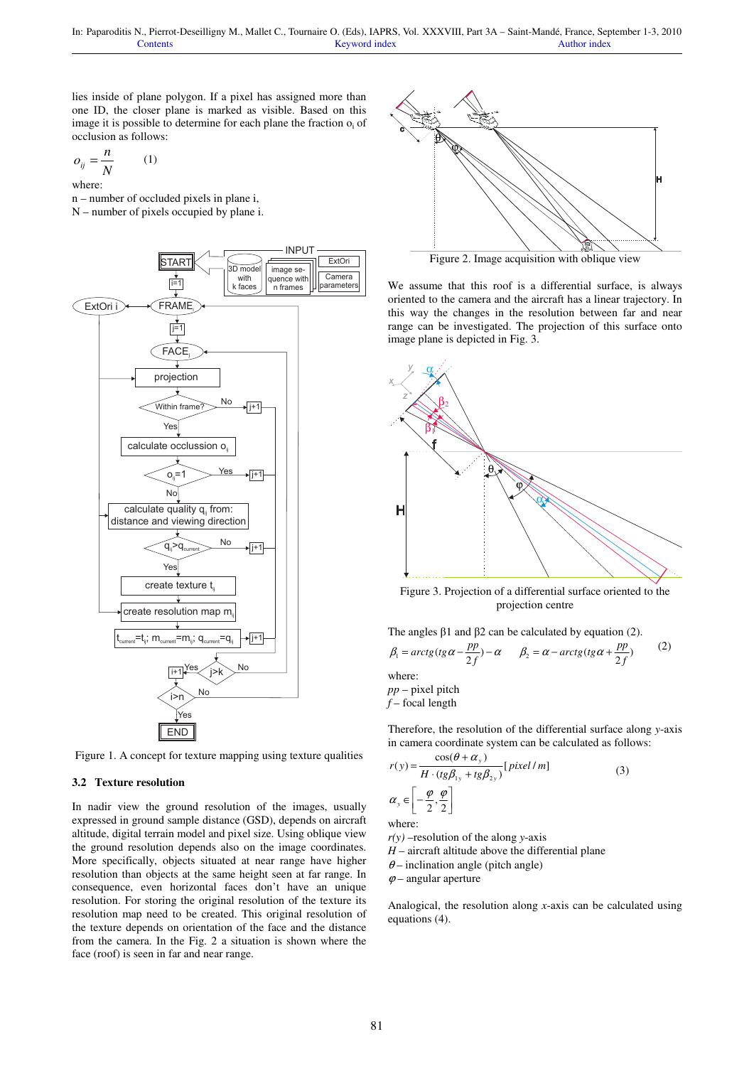lies inside of plane polygon. If a pixel has assigned more than one ID, the closer plane is marked as visible. Based on this image it is possible to determine for each plane the fraction $o_i$ of occlusion as follows:

$$o_{ij} = \frac{n}{N} \quad (1)$$

where:
n – number of occluded pixels in plane i,
N – number of pixels occupied by plane i.

Figure 1. A concept for texture mapping using texture qualities

### 3.2 Texture resolution

In nadir view the ground resolution of the images, usually expressed in ground sample distance (GSD), depends on aircraft altitude, digital terrain model and pixel size. Using oblique view the ground resolution depends also on the image coordinates. More specifically, objects situated at near range have higher resolution than objects at the same height seen at far range. In consequence, even horizontal faces don't have an unique resolution. For storing the original resolution of the texture its resolution map need to be created. This original resolution of the texture depends on orientation of the face and the distance from the camera. In the Fig. 2 a situation is shown where the face (roof) is seen in far and near range.

Figure 2. Image acquisition with oblique view

We assume that this roof is a differential surface, is always oriented to the camera and the aircraft has a linear trajectory. In this way the changes in the resolution between far and near range can be investigated. The projection of this surface onto image plane is depicted in Fig. 3.

Figure 3. Projection of a differential surface oriented to the projection centre

The angles β1 and β2 can be calculated by equation (2).

$$\beta_1 = arctg(tg\alpha - \frac{pp}{2f}) - \alpha \qquad \beta_2 = \alpha - arctg(tg\alpha + \frac{pp}{2f}) \quad (2)$$

where:
*pp* – pixel pitch
*f* – focal length

Therefore, the resolution of the differential surface along *y*-axis in camera coordinate system can be calculated as follows:

$$r(y) = \frac{\cos(\theta + \alpha_y)}{H \cdot (tg\beta_{1y} + tg\beta_{2y})} [pixel/m] \quad (3)$$

$$\alpha_y \in \left[-\frac{\varphi}{2}, \frac{\varphi}{2}\right]$$

where:
*r(y)* –resolution of the along *y*-axis
*H* – aircraft altitude above the differential plane
$\theta$ – inclination angle (pitch angle)
$\varphi$ – angular aperture

Analogical, the resolution along *x*-axis can be calculated using equations (4).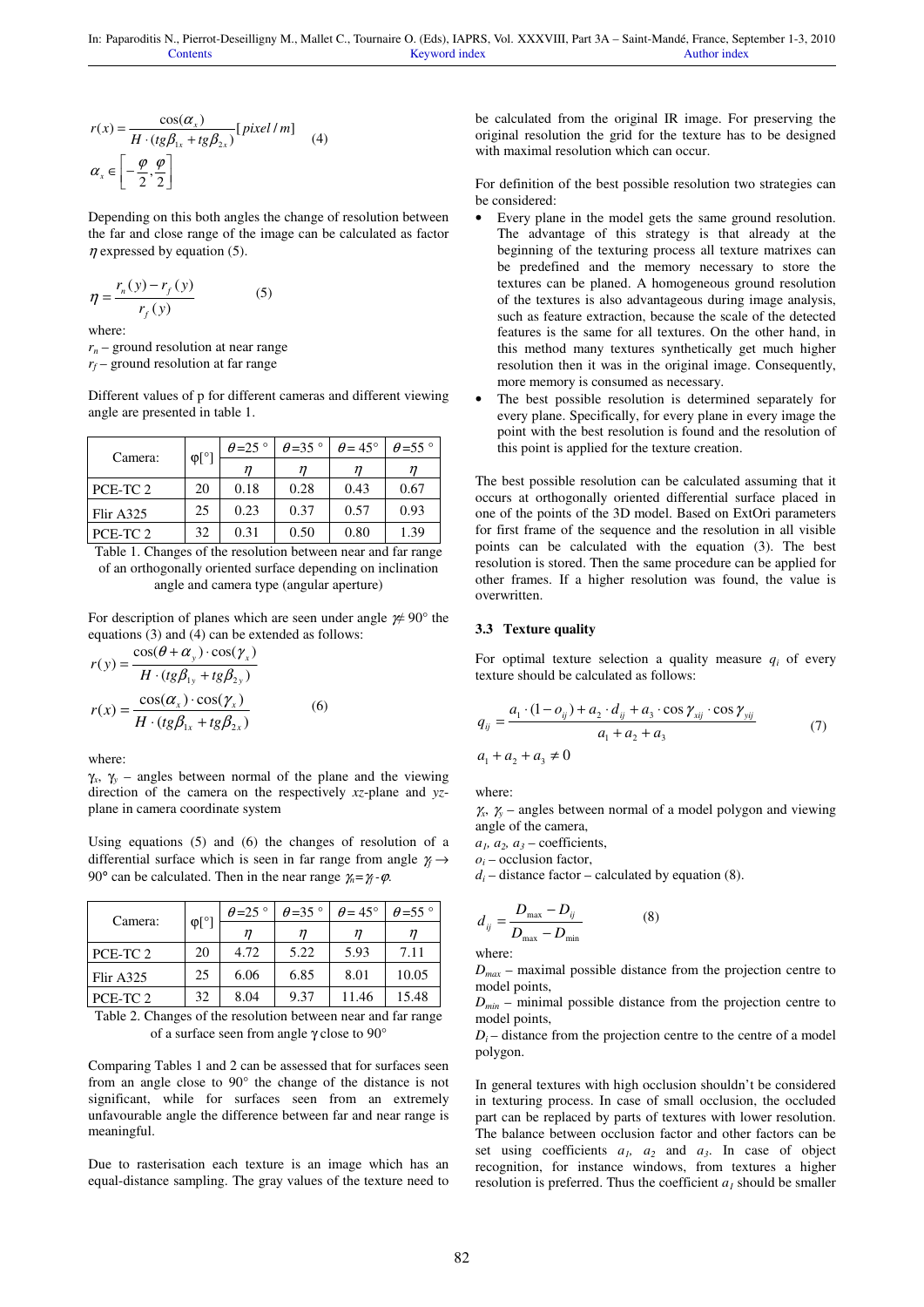$$r(x) = \frac{\cos(\alpha_x)}{H \cdot (tg\beta_{1x} + tg\beta_{2x})} [pixel/m] \quad (4)$$

$$\alpha_x \in \left[-\frac{\varphi}{2}, \frac{\varphi}{2}\right]$$

Depending on this both angles the change of resolution between the far and close range of the image can be calculated as factor $\eta$ expressed by equation (5).

$$\eta = \frac{r_n(y) - r_f(y)}{r_f(y)} \quad (5)$$

where:
$r_n$ – ground resolution at near range
$r_f$ – ground resolution at far range

Different values of p for different cameras and different viewing angle are presented in table 1.

| Camera: | φ[°] | $\theta$=25 ° | $\theta$=35 ° | $\theta$= 45° | $\theta$=55 ° |
|---|---|---|---|---|---|
| | | $\eta$ | $\eta$ | $\eta$ | $\eta$ |
| PCE-TC 2 | 20 | 0.18 | 0.28 | 0.43 | 0.67 |
| Flir A325 | 25 | 0.23 | 0.37 | 0.57 | 0.93 |
| PCE-TC 2 | 32 | 0.31 | 0.50 | 0.80 | 1.39 |

Table 1. Changes of the resolution between near and far range of an orthogonally oriented surface depending on inclination angle and camera type (angular aperture)

For description of planes which are seen under angle $\gamma \neq 90°$ the equations (3) and (4) can be extended as follows:

$$r(y) = \frac{\cos(\theta + \alpha_y) \cdot \cos(\gamma_x)}{H \cdot (tg\beta_{1y} + tg\beta_{2y})}$$

$$r(x) = \frac{\cos(\alpha_x) \cdot \cos(\gamma_x)}{H \cdot (tg\beta_{1x} + tg\beta_{2x})} \quad (6)$$

where:
$\gamma_x$, $\gamma_y$ – angles between normal of the plane and the viewing direction of the camera on the respectively *xz*-plane and *yz*-plane in camera coordinate system

Using equations (5) and (6) the changes of resolution of a differential surface which is seen in far range from angle $\gamma_f \rightarrow 90°$ can be calculated. Then in the near range $\gamma_n = \gamma_f - \varphi$.

| Camera: | φ[°] | $\theta$=25 ° | $\theta$=35 ° | $\theta$= 45° | $\theta$=55 ° |
|---|---|---|---|---|---|
| | | $\eta$ | $\eta$ | $\eta$ | $\eta$ |
| PCE-TC 2 | 20 | 4.72 | 5.22 | 5.93 | 7.11 |
| Flir A325 | 25 | 6.06 | 6.85 | 8.01 | 10.05 |
| PCE-TC 2 | 32 | 8.04 | 9.37 | 11.46 | 15.48 |

Table 2. Changes of the resolution between near and far range of a surface seen from angle γ close to 90°

Comparing Tables 1 and 2 can be assessed that for surfaces seen from an angle close to 90° the change of the distance is not significant, while for surfaces seen from an extremely unfavourable angle the difference between far and near range is meaningful.

Due to rasterisation each texture is an image which has an equal-distance sampling. The gray values of the texture need to be calculated from the original IR image. For preserving the original resolution the grid for the texture has to be designed with maximal resolution which can occur.

For definition of the best possible resolution two strategies can be considered:

- Every plane in the model gets the same ground resolution. The advantage of this strategy is that already at the beginning of the texturing process all texture matrixes can be predefined and the memory necessary to store the textures can be planed. A homogeneous ground resolution of the textures is also advantageous during image analysis, such as feature extraction, because the scale of the detected features is the same for all textures. On the other hand, in this method many textures synthetically get much higher resolution then it was in the original image. Consequently, more memory is consumed as necessary.
- The best possible resolution is determined separately for every plane. Specifically, for every plane in every image the point with the best resolution is found and the resolution of this point is applied for the texture creation.

The best possible resolution can be calculated assuming that it occurs at orthogonally oriented differential surface placed in one of the points of the 3D model. Based on ExtOri parameters for first frame of the sequence and the resolution in all visible points can be calculated with the equation (3). The best resolution is stored. Then the same procedure can be applied for other frames. If a higher resolution was found, the value is overwritten.

### 3.3 Texture quality

For optimal texture selection a quality measure $q_i$ of every texture should be calculated as follows:

$$q_{ij} = \frac{a_1 \cdot (1 - o_{ij}) + a_2 \cdot d_{ij} + a_3 \cdot \cos\gamma_{xij} \cdot \cos\gamma_{yij}}{a_1 + a_2 + a_3} \quad (7)$$

$$a_1 + a_2 + a_3 \neq 0$$

where:
$\gamma_x$, $\gamma_y$ – angles between normal of a model polygon and viewing angle of the camera,
$a_1$, $a_2$, $a_3$ – coefficients,
$o_i$ – occlusion factor,
$d_i$ – distance factor – calculated by equation (8).

$$d_{ij} = \frac{D_{\max} - D_{ij}}{D_{\max} - D_{\min}} \quad (8)$$

where:
$D_{max}$ – maximal possible distance from the projection centre to model points,
$D_{min}$ – minimal possible distance from the projection centre to model points,
$D_i$ – distance from the projection centre to the centre of a model polygon.

In general textures with high occlusion shouldn't be considered in texturing process. In case of small occlusion, the occluded part can be replaced by parts of textures with lower resolution. The balance between occlusion factor and other factors can be set using coefficients $a_1$, $a_2$ and $a_3$. In case of object recognition, for instance windows, from textures a higher resolution is preferred. Thus the coefficient $a_1$ should be smaller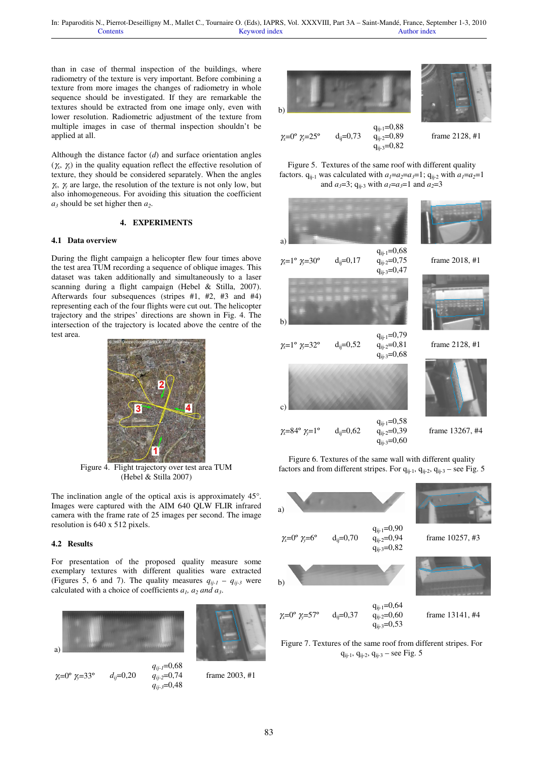than in case of thermal inspection of the buildings, where radiometry of the texture is very important. Before combining a texture from more images the changes of radiometry in whole sequence should be investigated. If they are remarkable the textures should be extracted from one image only, even with lower resolution. Radiometric adjustment of the texture from multiple images in case of thermal inspection shouldn't be applied at all.

Although the distance factor ($d$) and surface orientation angles ($\gamma_x$, $\gamma_y$) in the quality equation reflect the effective resolution of texture, they should be considered separately. When the angles $\gamma_x$, $\gamma_y$ are large, the resolution of the texture is not only low, but also inhomogeneous. For avoiding this situation the coefficient $a_3$ should be set higher then $a_2$.

## 4. EXPERIMENTS

### 4.1 Data overview

During the flight campaign a helicopter flew four times above the test area TUM recording a sequence of oblique images. This dataset was taken additionally and simultaneously to a laser scanning during a flight campaign (Hebel & Stilla, 2007). Afterwards four subsequences (stripes #1, #2, #3 and #4) representing each of the four flights were cut out. The helicopter trajectory and the stripes' directions are shown in Fig. 4. The intersection of the trajectory is located above the centre of the test area.

Figure 4. Flight trajectory over test area TUM (Hebel & Stilla 2007)

The inclination angle of the optical axis is approximately 45°. Images were captured with the AIM 640 QLW FLIR infrared camera with the frame rate of 25 images per second. The image resolution is 640 x 512 pixels.

### 4.2 Results

For presentation of the proposed quality measure some exemplary textures with different qualities ware extracted (Figures 5, 6 and 7). The quality measures $q_{ij-1}$ – $q_{ij-3}$ were calculated with a choice of coefficients $a_1$, $a_2$ and $a_3$.

a) $\gamma_x$=0° $\gamma_y$=33° $d_{ij}$=0,20 $q_{ij-1}$=0,68 $q_{ij-2}$=0,74 $q_{ij-3}$=0,48 frame 2003, #1

b) $\gamma_x$=0° $\gamma_y$=25° $d_{ij}$=0,73 $q_{ij-1}$=0,88 $q_{ij-2}$=0,89 $q_{ij-3}$=0,82 frame 2128, #1

Figure 5. Textures of the same roof with different quality factors. $q_{ij-1}$ was calculated with $a_1$=$a_2$=$a_3$=1; $q_{ij-2}$ with $a_1$=$a_2$=1 and $a_3$=3; $q_{ij-3}$ with $a_1$=$a_3$=1 and $a_2$=3

a) $\gamma_x$=1° $\gamma_y$=30° $d_{ij}$=0,17 $q_{ij-1}$=0,68 $q_{ij-2}$=0,75 $q_{ij-3}$=0,47 frame 2018, #1

b) $\gamma_x$=1° $\gamma_y$=32° $d_{ij}$=0,52 $q_{ij-1}$=0,79 $q_{ij-2}$=0,81 $q_{ij-3}$=0,68 frame 2128, #1

c) $\gamma_x$=84° $\gamma_y$=1° $d_{ij}$=0,62 $q_{ij-1}$=0,58 $q_{ij-2}$=0,39 $q_{ij-3}$=0,60 frame 13267, #4

Figure 6. Textures of the same wall with different quality factors and from different stripes. For $q_{ij-1}$, $q_{ij-2}$, $q_{ij-3}$ – see Fig. 5

a) $\gamma_x$=0° $\gamma_y$=6° $d_{ij}$=0,70 $q_{ij-1}$=0,90 $q_{ij-2}$=0,94 $q_{ij-3}$=0,82 frame 10257, #3

b) $\gamma_x$=0° $\gamma_y$=57° $d_{ij}$=0,37 $q_{ij-1}$=0,64 $q_{ij-2}$=0,60 $q_{ij-3}$=0,53 frame 13141, #4

Figure 7. Textures of the same roof from different stripes. For $q_{ij-1}$, $q_{ij-2}$, $q_{ij-3}$ – see Fig. 5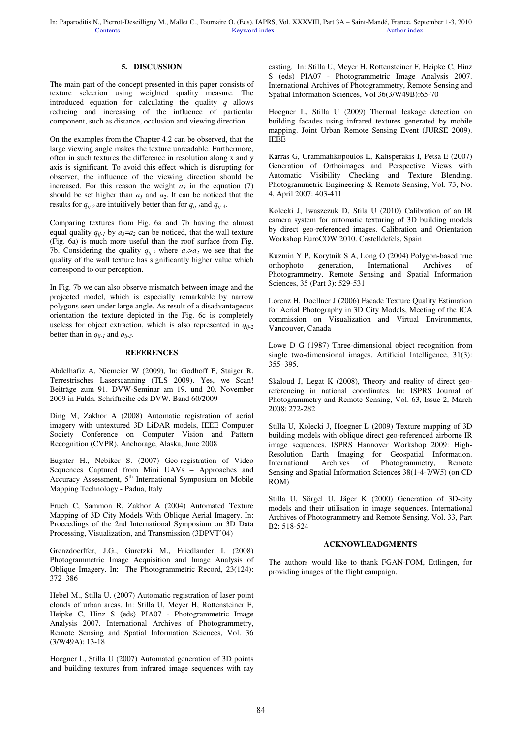## 5. DISCUSSION

The main part of the concept presented in this paper consists of texture selection using weighted quality measure. The introduced equation for calculating the quality $q$ allows reducing and increasing of the influence of particular component, such as distance, occlusion and viewing direction.

On the examples from the Chapter 4.2 can be observed, that the large viewing angle makes the texture unreadable. Furthermore, often in such textures the difference in resolution along x and y axis is significant. To avoid this effect which is disrupting for observer, the influence of the viewing direction should be increased. For this reason the weight $a_3$ in the equation (7) should be set higher than $a_1$ and $a_2$. It can be noticed that the results for $q_{ij\text{-}2}$ are intuitively better than for $q_{ij\text{-}1}$and $q_{ij\text{-}3}$.

Comparing textures from Fig. 6a and 7b having the almost equal quality $q_{ij\text{-}1}$ by $a_3$=$a_2$ can be noticed, that the wall texture (Fig. 6a) is much more useful than the roof surface from Fig. 7b. Considering the quality $q_{ij\text{-}2}$ where $a_3$>$a_2$ we see that the quality of the wall texture has significantly higher value which correspond to our perception.

In Fig. 7b we can also observe mismatch between image and the projected model, which is especially remarkable by narrow polygons seen under large angle. As result of a disadvantageous orientation the texture depicted in the Fig. 6c is completely useless for object extraction, which is also represented in $q_{ij\text{-}2}$ better than in $q_{ij\text{-}1}$ and $q_{ij\text{-}3}$.

## REFERENCES

Abdelhafiz A, Niemeier W (2009), In: Godhoff F, Staiger R. Terrestrisches Laserscanning (TLS 2009). Yes, we Scan! Beiträge zum 91. DVW-Seminar am 19. und 20. November 2009 in Fulda. Schriftreihe eds DVW. Band 60/2009

Ding M, Zakhor A (2008) Automatic registration of aerial imagery with untextured 3D LiDAR models, IEEE Computer Society Conference on Computer Vision and Pattern Recognition (CVPR), Anchorage, Alaska, June 2008

Eugster H., Nebiker S. (2007) Geo-registration of Video Sequences Captured from Mini UAVs – Approaches and Accuracy Assessment, 5th International Symposium on Mobile Mapping Technology - Padua, Italy

Frueh C, Sammon R, Zakhor A (2004) Automated Texture Mapping of 3D City Models With Oblique Aerial Imagery. In: Proceedings of the 2nd International Symposium on 3D Data Processing, Visualization, and Transmission (3DPVT'04)

Grenzdoerffer, J.G., Guretzki M., Friedlander I. (2008) Photogrammetric Image Acquisition and Image Analysis of Oblique Imagery. In: The Photogrammetric Record, 23(124): 372–386

Hebel M., Stilla U. (2007) Automatic registration of laser point clouds of urban areas. In: Stilla U, Meyer H, Rottensteiner F, Heipke C, Hinz S (eds) PIA07 - Photogrammetric Image Analysis 2007. International Archives of Photogrammetry, Remote Sensing and Spatial Information Sciences, Vol. 36 (3/W49A): 13-18

Hoegner L, Stilla U (2007) Automated generation of 3D points and building textures from infrared image sequences with ray casting. In: Stilla U, Meyer H, Rottensteiner F, Heipke C, Hinz S (eds) PIA07 - Photogrammetric Image Analysis 2007. International Archives of Photogrammetry, Remote Sensing and Spatial Information Sciences, Vol 36(3/W49B):65-70

Hoegner L, Stilla U (2009) Thermal leakage detection on building facades using infrared textures generated by mobile mapping. Joint Urban Remote Sensing Event (JURSE 2009). IEEE

Karras G, Grammatikopoulos L, Kalisperakis I, Petsa E (2007) Generation of Orthoimages and Perspective Views with Automatic Visibility Checking and Texture Blending. Photogrammetric Engineering & Remote Sensing, Vol. 73, No. 4, April 2007: 403-411

Kolecki J, Iwaszczuk D, Stila U (2010) Calibration of an IR camera system for automatic texturing of 3D building models by direct geo-referenced images. Calibration and Orientation Workshop EuroCOW 2010. Castelldefels, Spain

Kuzmin Y P, Korytnik S A, Long O (2004) Polygon-based true orthophoto generation, International Archives of Photogrammetry, Remote Sensing and Spatial Information Sciences, 35 (Part 3): 529-531

Lorenz H, Doellner J (2006) Facade Texture Quality Estimation for Aerial Photography in 3D City Models, Meeting of the ICA commission on Visualization and Virtual Environments, Vancouver, Canada

Lowe D G (1987) Three-dimensional object recognition from single two-dimensional images. Artificial Intelligence, 31(3): 355–395.

Skaloud J, Legat K (2008), Theory and reality of direct geo-referencing in national coordinates. In: ISPRS Journal of Photogrammetry and Remote Sensing, Vol. 63, Issue 2, March 2008: 272-282

Stilla U, Kolecki J, Hoegner L (2009) Texture mapping of 3D building models with oblique direct geo-referenced airborne IR image sequences. ISPRS Hannover Workshop 2009: High-Resolution Earth Imaging for Geospatial Information. International Archives of Photogrammetry, Remote Sensing and Spatial Information Sciences 38(1-4-7/W5) (on CD ROM)

Stilla U, Sörgel U, Jäger K (2000) Generation of 3D-city models and their utilisation in image sequences. International Archives of Photogrammetry and Remote Sensing. Vol. 33, Part B2: 518-524

## ACKNOWLEADGMENTS

The authors would like to thank FGAN-FOM, Ettlingen, for providing images of the flight campaign.